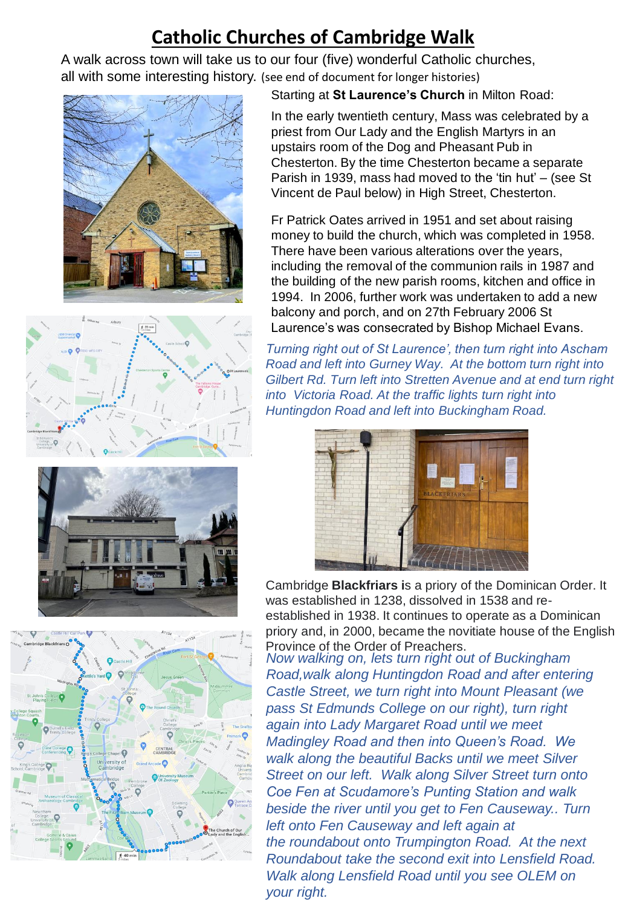# Catholic Churches of Cambridge Walk

A walk across town will take us to our four (five) wonderful Catholic churches, all with some interesting history. (see end of document for longer histories)

Starting at **St Laurence's Church** in Milton Road:

In the early twentieth century, Mass was celebrated by a priest from Our Lady and the English Martyrs in an upstairs room of the Dog and Pheasant Pub in Chesterton. By the time Chesterton became a separate Parish in 1939, mass had moved to the 'tin hut' – (see St Vincent de Paul below) in High Street, Chesterton.

Fr Patrick Oates arrived in 1951 and set about raising money to build the church, which was completed in 1958. There have been various alterations over the years, including the removal of the communion rails in 1987 and the building of the new parish rooms, kitchen and office in 1994. In 2006, further work was undertaken to add a new balcony and porch, and on 27th February 2006 St Laurence's was consecrated by Bishop Michael Evans.

*Turning right out of St Laurence', then turn right into Ascham Road and left into Gurney Way. At the bottom turn right into Gilbert Rd. Turn left into Stretten Avenue and at end turn right into Victoria Road. At the traffic lights turn right into Huntingdon Road and left into Buckingham Road.*

Cambridge **Blackfriars** is a priory of the Dominican Order. It was established in 1238, dissolved in 1538 and re-established in 1938. It continues to operate as a Dominican priory and, in 2000, became the novitiate house of the English Province of the Order of Preachers.

*Now walking on, lets turn right out of Buckingham Road,walk along Huntingdon Road and after entering Castle Street, we turn right into Mount Pleasant (we pass St Edmunds College on our right), turn right again into Lady Margaret Road until we meet Madingley Road and then into Queen's Road. We walk along the beautiful Backs until we meet Silver Street on our left. Walk along Silver Street turn onto Coe Fen at Scudamore's Punting Station and walk beside the river until you get to Fen Causeway.. Turn left onto Fen Causeway and left again at the roundabout onto Trumpington Road. At the next Roundabout take the second exit into Lensfield Road. Walk along Lensfield Road until you see OLEM on your right.*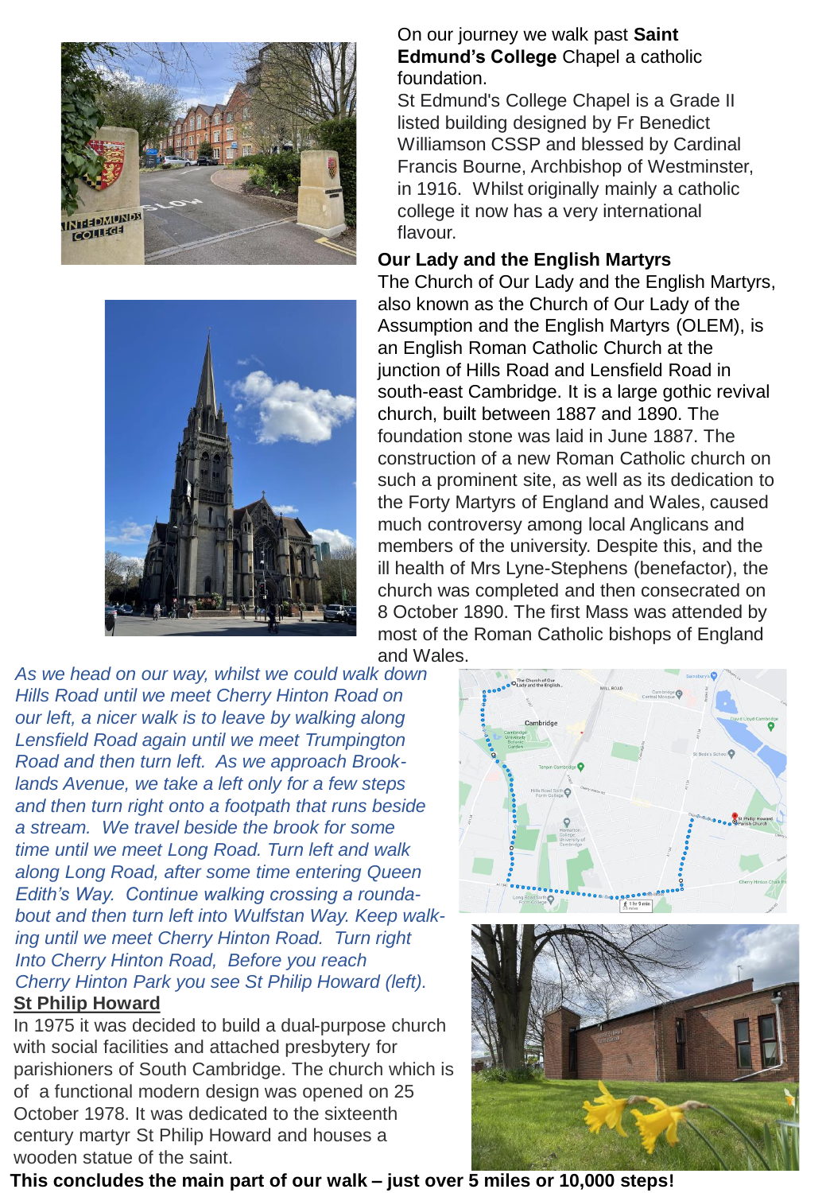On our journey we walk past **Saint Edmund's College** Chapel a catholic foundation.

St Edmund's College Chapel is a Grade II listed building designed by Fr Benedict Williamson CSSP and blessed by Cardinal Francis Bourne, Archbishop of Westminster, in 1916. Whilst originally mainly a catholic college it now has a very international flavour.

**Our Lady and the English Martyrs**

The Church of Our Lady and the English Martyrs, also known as the Church of Our Lady of the Assumption and the English Martyrs (OLEM), is an English Roman Catholic Church at the junction of Hills Road and Lensfield Road in south-east Cambridge. It is a large gothic revival church, built between 1887 and 1890. The foundation stone was laid in June 1887. The construction of a new Roman Catholic church on such a prominent site, as well as its dedication to the Forty Martyrs of England and Wales, caused much controversy among local Anglicans and members of the university. Despite this, and the ill health of Mrs Lyne-Stephens (benefactor), the church was completed and then consecrated on 8 October 1890. The first Mass was attended by most of the Roman Catholic bishops of England and Wales.

*As we head on our way, whilst we could walk down Hills Road until we meet Cherry Hinton Road on our left, a nicer walk is to leave by walking along Lensfield Road again until we meet Trumpington Road and then turn left. As we approach Brooklands Avenue, we take a left only for a few steps and then turn right onto a footpath that runs beside a stream. We travel beside the brook for some time until we meet Long Road. Turn left and walk along Long Road, after some time entering Queen Edith's Way. Continue walking crossing a roundabout and then turn left into Wulfstan Way. Keep walking until we meet Cherry Hinton Road. Turn right Into Cherry Hinton Road, Before you reach Cherry Hinton Park you see St Philip Howard (left).*

**St Philip Howard**

In 1975 it was decided to build a dual-purpose church with social facilities and attached presbytery for parishioners of South Cambridge. The church which is of a functional modern design was opened on 25 October 1978. It was dedicated to the sixteenth century martyr St Philip Howard and houses a wooden statue of the saint.

**This concludes the main part of our walk – just over 5 miles or 10,000 steps!**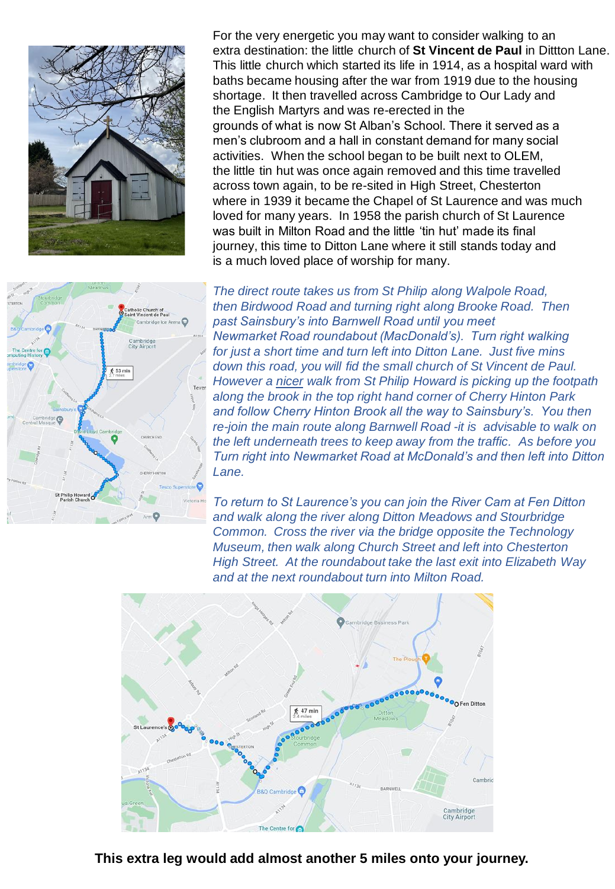For the very energetic you may want to consider walking to an extra destination: the little church of **St Vincent de Paul** in Dittton Lane. This little church which started its life in 1914, as a hospital ward with baths became housing after the war from 1919 due to the housing shortage. It then travelled across Cambridge to Our Lady and the English Martyrs and was re-erected in the grounds of what is now St Alban's School. There it served as a men's clubroom and a hall in constant demand for many social activities. When the school began to be built next to OLEM, the little tin hut was once again removed and this time travelled across town again, to be re-sited in High Street, Chesterton where in 1939 it became the Chapel of St Laurence and was much loved for many years. In 1958 the parish church of St Laurence was built in Milton Road and the little 'tin hut' made its final journey, this time to Ditton Lane where it still stands today and is a much loved place of worship for many.

*The direct route takes us from St Philip along Walpole Road, then Birdwood Road and turning right along Brooke Road. Then past Sainsbury's into Barnwell Road until you meet Newmarket Road roundabout (MacDonald's). Turn right walking for just a short time and turn left into Ditton Lane. Just five mins down this road, you will fid the small church of St Vincent de Paul. However a nicer walk from St Philip Howard is picking up the footpath along the brook in the top right hand corner of Cherry Hinton Park and follow Cherry Hinton Brook all the way to Sainsbury's. You then re-join the main route along Barnwell Road -it is advisable to walk on the left underneath trees to keep away from the traffic. As before you Turn right into Newmarket Road at McDonald's and then left into Ditton Lane.*

*To return to St Laurence's you can join the River Cam at Fen Ditton and walk along the river along Ditton Meadows and Stourbridge Common. Cross the river via the bridge opposite the Technology Museum, then walk along Church Street and left into Chesterton High Street. At the roundabout take the last exit into Elizabeth Way and at the next roundabout turn into Milton Road.*

**This extra leg would add almost another 5 miles onto your journey.**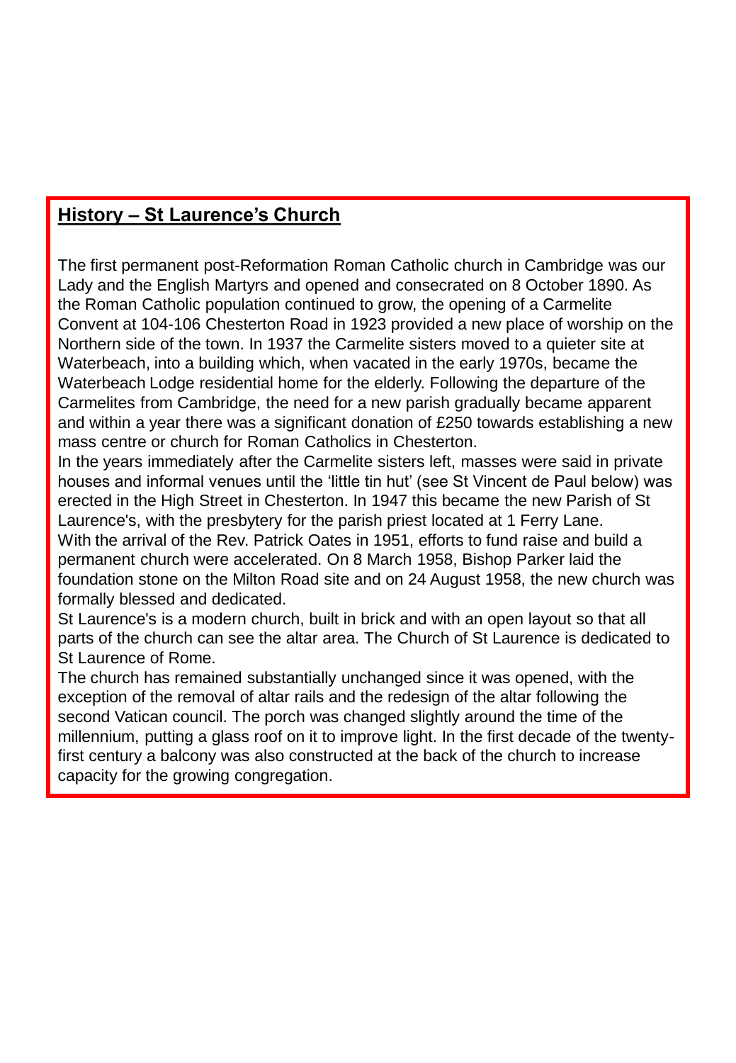## History – St Laurence's Church

The first permanent post-Reformation Roman Catholic church in Cambridge was our Lady and the English Martyrs and opened and consecrated on 8 October 1890. As the Roman Catholic population continued to grow, the opening of a Carmelite Convent at 104-106 Chesterton Road in 1923 provided a new place of worship on the Northern side of the town. In 1937 the Carmelite sisters moved to a quieter site at Waterbeach, into a building which, when vacated in the early 1970s, became the Waterbeach Lodge residential home for the elderly. Following the departure of the Carmelites from Cambridge, the need for a new parish gradually became apparent and within a year there was a significant donation of £250 towards establishing a new mass centre or church for Roman Catholics in Chesterton.

In the years immediately after the Carmelite sisters left, masses were said in private houses and informal venues until the 'little tin hut' (see St Vincent de Paul below) was erected in the High Street in Chesterton. In 1947 this became the new Parish of St Laurence's, with the presbytery for the parish priest located at 1 Ferry Lane.

With the arrival of the Rev. Patrick Oates in 1951, efforts to fund raise and build a permanent church were accelerated. On 8 March 1958, Bishop Parker laid the foundation stone on the Milton Road site and on 24 August 1958, the new church was formally blessed and dedicated.

St Laurence's is a modern church, built in brick and with an open layout so that all parts of the church can see the altar area. The Church of St Laurence is dedicated to St Laurence of Rome.

The church has remained substantially unchanged since it was opened, with the exception of the removal of altar rails and the redesign of the altar following the second Vatican council. The porch was changed slightly around the time of the millennium, putting a glass roof on it to improve light. In the first decade of the twenty-first century a balcony was also constructed at the back of the church to increase capacity for the growing congregation.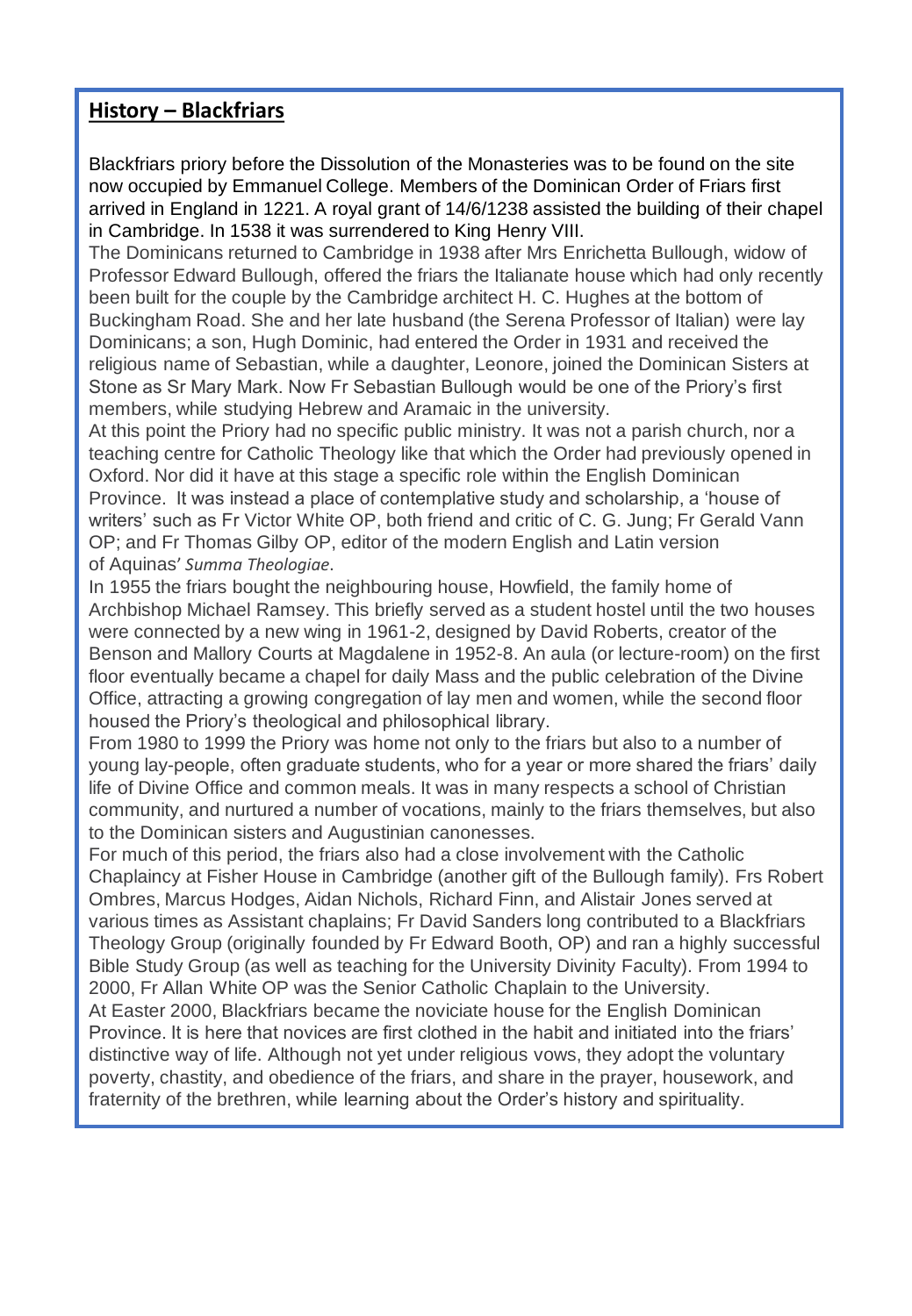## **History – Blackfriars**

Blackfriars priory before the Dissolution of the Monasteries was to be found on the site now occupied by Emmanuel College. Members of the Dominican Order of Friars first arrived in England in 1221. A royal grant of 14/6/1238 assisted the building of their chapel in Cambridge. In 1538 it was surrendered to King Henry VIII.

The Dominicans returned to Cambridge in 1938 after Mrs Enrichetta Bullough, widow of Professor Edward Bullough, offered the friars the Italianate house which had only recently been built for the couple by the Cambridge architect H. C. Hughes at the bottom of Buckingham Road. She and her late husband (the Serena Professor of Italian) were lay Dominicans; a son, Hugh Dominic, had entered the Order in 1931 and received the religious name of Sebastian, while a daughter, Leonore, joined the Dominican Sisters at Stone as Sr Mary Mark. Now Fr Sebastian Bullough would be one of the Priory's first members, while studying Hebrew and Aramaic in the university.

At this point the Priory had no specific public ministry. It was not a parish church, nor a teaching centre for Catholic Theology like that which the Order had previously opened in Oxford. Nor did it have at this stage a specific role within the English Dominican Province. It was instead a place of contemplative study and scholarship, a 'house of writers' such as Fr Victor White OP, both friend and critic of C. G. Jung; Fr Gerald Vann OP; and Fr Thomas Gilby OP, editor of the modern English and Latin version of Aquinas' *Summa Theologiae*.

In 1955 the friars bought the neighbouring house, Howfield, the family home of Archbishop Michael Ramsey. This briefly served as a student hostel until the two houses were connected by a new wing in 1961-2, designed by David Roberts, creator of the Benson and Mallory Courts at Magdalene in 1952-8. An aula (or lecture-room) on the first floor eventually became a chapel for daily Mass and the public celebration of the Divine Office, attracting a growing congregation of lay men and women, while the second floor housed the Priory's theological and philosophical library.

From 1980 to 1999 the Priory was home not only to the friars but also to a number of young lay-people, often graduate students, who for a year or more shared the friars' daily life of Divine Office and common meals. It was in many respects a school of Christian community, and nurtured a number of vocations, mainly to the friars themselves, but also to the Dominican sisters and Augustinian canonesses.

For much of this period, the friars also had a close involvement with the Catholic Chaplaincy at Fisher House in Cambridge (another gift of the Bullough family). Frs Robert Ombres, Marcus Hodges, Aidan Nichols, Richard Finn, and Alistair Jones served at various times as Assistant chaplains; Fr David Sanders long contributed to a Blackfriars Theology Group (originally founded by Fr Edward Booth, OP) and ran a highly successful Bible Study Group (as well as teaching for the University Divinity Faculty). From 1994 to 2000, Fr Allan White OP was the Senior Catholic Chaplain to the University.

At Easter 2000, Blackfriars became the noviciate house for the English Dominican Province. It is here that novices are first clothed in the habit and initiated into the friars' distinctive way of life. Although not yet under religious vows, they adopt the voluntary poverty, chastity, and obedience of the friars, and share in the prayer, housework, and fraternity of the brethren, while learning about the Order's history and spirituality.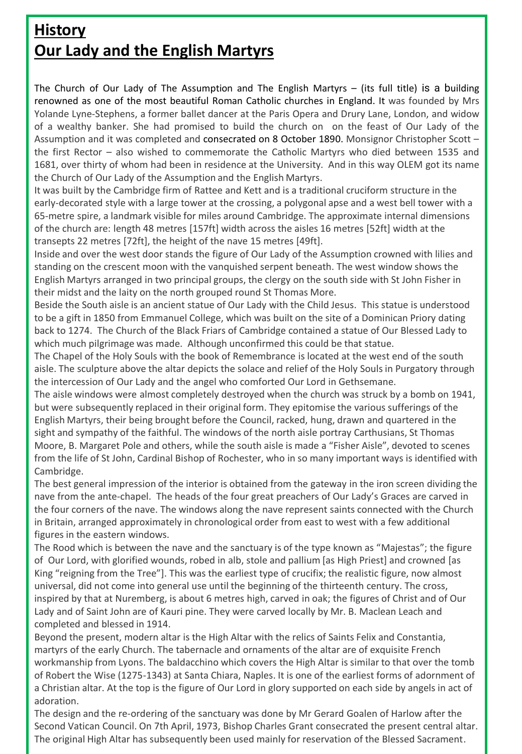# History

# Our Lady and the English Martyrs

The Church of Our Lady of The Assumption and The English Martyrs – (its full title) is a building renowned as one of the most beautiful Roman Catholic churches in England. It was founded by Mrs Yolande Lyne-Stephens, a former ballet dancer at the Paris Opera and Drury Lane, London, and widow of a wealthy banker. She had promised to build the church on on the feast of Our Lady of the Assumption and it was completed and consecrated on 8 October 1890. Monsignor Christopher Scott – the first Rector – also wished to commemorate the Catholic Martyrs who died between 1535 and 1681, over thirty of whom had been in residence at the University. And in this way OLEM got its name the Church of Our Lady of the Assumption and the English Martyrs.

It was built by the Cambridge firm of Rattee and Kett and is a traditional cruciform structure in the early-decorated style with a large tower at the crossing, a polygonal apse and a west bell tower with a 65-metre spire, a landmark visible for miles around Cambridge. The approximate internal dimensions of the church are: length 48 metres [157ft] width across the aisles 16 metres [52ft] width at the transepts 22 metres [72ft], the height of the nave 15 metres [49ft].

Inside and over the west door stands the figure of Our Lady of the Assumption crowned with lilies and standing on the crescent moon with the vanquished serpent beneath. The west window shows the English Martyrs arranged in two principal groups, the clergy on the south side with St John Fisher in their midst and the laity on the north grouped round St Thomas More.

Beside the South aisle is an ancient statue of Our Lady with the Child Jesus. This statue is understood to be a gift in 1850 from Emmanuel College, which was built on the site of a Dominican Priory dating back to 1274. The Church of the Black Friars of Cambridge contained a statue of Our Blessed Lady to which much pilgrimage was made. Although unconfirmed this could be that statue.

The Chapel of the Holy Souls with the book of Remembrance is located at the west end of the south aisle. The sculpture above the altar depicts the solace and relief of the Holy Souls in Purgatory through the intercession of Our Lady and the angel who comforted Our Lord in Gethsemane.

The aisle windows were almost completely destroyed when the church was struck by a bomb on 1941, but were subsequently replaced in their original form. They epitomise the various sufferings of the English Martyrs, their being brought before the Council, racked, hung, drawn and quartered in the sight and sympathy of the faithful. The windows of the north aisle portray Carthusians, St Thomas Moore, B. Margaret Pole and others, while the south aisle is made a "Fisher Aisle", devoted to scenes from the life of St John, Cardinal Bishop of Rochester, who in so many important ways is identified with Cambridge.

The best general impression of the interior is obtained from the gateway in the iron screen dividing the nave from the ante-chapel. The heads of the four great preachers of Our Lady's Graces are carved in the four corners of the nave. The windows along the nave represent saints connected with the Church in Britain, arranged approximately in chronological order from east to west with a few additional figures in the eastern windows.

The Rood which is between the nave and the sanctuary is of the type known as "Majestas"; the figure of Our Lord, with glorified wounds, robed in alb, stole and pallium [as High Priest] and crowned [as King "reigning from the Tree"]. This was the earliest type of crucifix; the realistic figure, now almost universal, did not come into general use until the beginning of the thirteenth century. The cross, inspired by that at Nuremberg, is about 6 metres high, carved in oak; the figures of Christ and of Our Lady and of Saint John are of Kauri pine. They were carved locally by Mr. B. Maclean Leach and completed and blessed in 1914.

Beyond the present, modern altar is the High Altar with the relics of Saints Felix and Constantia, martyrs of the early Church. The tabernacle and ornaments of the altar are of exquisite French workmanship from Lyons. The baldacchino which covers the High Altar is similar to that over the tomb of Robert the Wise (1275-1343) at Santa Chiara, Naples. It is one of the earliest forms of adornment of a Christian altar. At the top is the figure of Our Lord in glory supported on each side by angels in act of adoration.

The design and the re-ordering of the sanctuary was done by Mr Gerard Goalen of Harlow after the Second Vatican Council. On 7th April, 1973, Bishop Charles Grant consecrated the present central altar. The original High Altar has subsequently been used mainly for reservation of the Blessed Sacrament.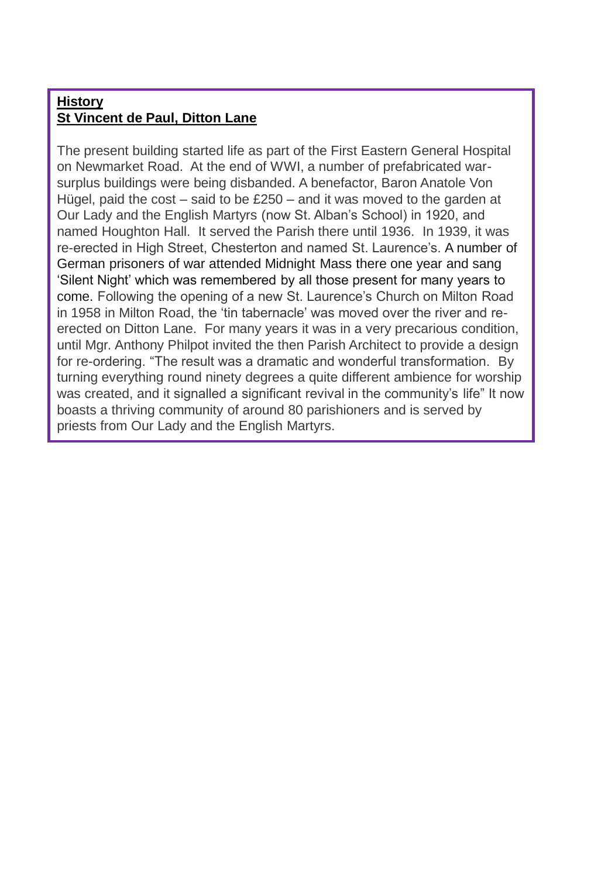**History**
**St Vincent de Paul, Ditton Lane**

The present building started life as part of the First Eastern General Hospital on Newmarket Road. At the end of WWI, a number of prefabricated war-surplus buildings were being disbanded. A benefactor, Baron Anatole Von Hügel, paid the cost – said to be £250 – and it was moved to the garden at Our Lady and the English Martyrs (now St. Alban's School) in 1920, and named Houghton Hall. It served the Parish there until 1936. In 1939, it was re-erected in High Street, Chesterton and named St. Laurence's. A number of German prisoners of war attended Midnight Mass there one year and sang 'Silent Night' which was remembered by all those present for many years to come. Following the opening of a new St. Laurence's Church on Milton Road in 1958 in Milton Road, the 'tin tabernacle' was moved over the river and re-erected on Ditton Lane. For many years it was in a very precarious condition, until Mgr. Anthony Philpot invited the then Parish Architect to provide a design for re-ordering. "The result was a dramatic and wonderful transformation. By turning everything round ninety degrees a quite different ambience for worship was created, and it signalled a significant revival in the community's life" It now boasts a thriving community of around 80 parishioners and is served by priests from Our Lady and the English Martyrs.